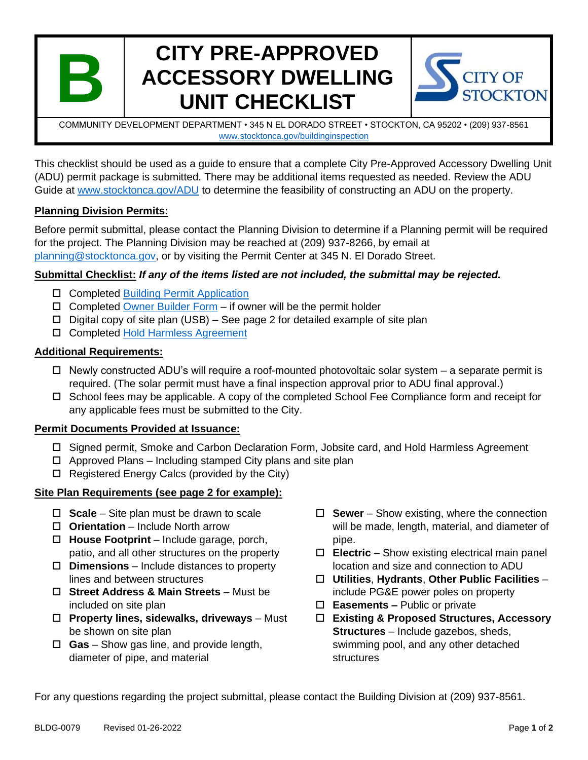# B CITY PRE-APPROVED ACCESSORY DWELLING UNIT CHECKLIST

CITY OF STOCKTON

COMMUNITY DEVELOPMENT DEPARTMENT • 345 N EL DORADO STREET • STOCKTON, CA 95202 • (209) 937-8561
www.stocktonca.gov/buildinginspection

This checklist should be used as a guide to ensure that a complete City Pre-Approved Accessory Dwelling Unit (ADU) permit package is submitted. There may be additional items requested as needed. Review the ADU Guide at www.stocktonca.gov/ADU to determine the feasibility of constructing an ADU on the property.

**Planning Division Permits:**

Before permit submittal, please contact the Planning Division to determine if a Planning permit will be required for the project. The Planning Division may be reached at (209) 937-8266, by email at planning@stocktonca.gov, or by visiting the Permit Center at 345 N. El Dorado Street.

**Submittal Checklist:** ***If any of the items listed are not included, the submittal may be rejected.***

- ☐ Completed Building Permit Application
- ☐ Completed Owner Builder Form – if owner will be the permit holder
- ☐ Digital copy of site plan (USB) – See page 2 for detailed example of site plan
- ☐ Completed Hold Harmless Agreement

**Additional Requirements:**

- ☐ Newly constructed ADU's will require a roof-mounted photovoltaic solar system – a separate permit is required. (The solar permit must have a final inspection approval prior to ADU final approval.)
- ☐ School fees may be applicable. A copy of the completed School Fee Compliance form and receipt for any applicable fees must be submitted to the City.

**Permit Documents Provided at Issuance:**

- ☐ Signed permit, Smoke and Carbon Declaration Form, Jobsite card, and Hold Harmless Agreement
- ☐ Approved Plans – Including stamped City plans and site plan
- ☐ Registered Energy Calcs (provided by the City)

**Site Plan Requirements (see page 2 for example):**

- ☐ **Scale** – Site plan must be drawn to scale
- ☐ **Orientation** – Include North arrow
- ☐ **House Footprint** – Include garage, porch, patio, and all other structures on the property
- ☐ **Dimensions** – Include distances to property lines and between structures
- ☐ **Street Address & Main Streets** – Must be included on site plan
- ☐ **Property lines, sidewalks, driveways** – Must be shown on site plan
- ☐ **Gas** – Show gas line, and provide length, diameter of pipe, and material
- ☐ **Sewer** – Show existing, where the connection will be made, length, material, and diameter of pipe.
- ☐ **Electric** – Show existing electrical main panel location and size and connection to ADU
- ☐ **Utilities**, **Hydrants**, **Other Public Facilities** – include PG&E power poles on property
- ☐ **Easements –** Public or private
- ☐ **Existing & Proposed Structures, Accessory Structures** – Include gazebos, sheds, swimming pool, and any other detached structures

For any questions regarding the project submittal, please contact the Building Division at (209) 937-8561.

BLDG-0079 Revised 01-26-2022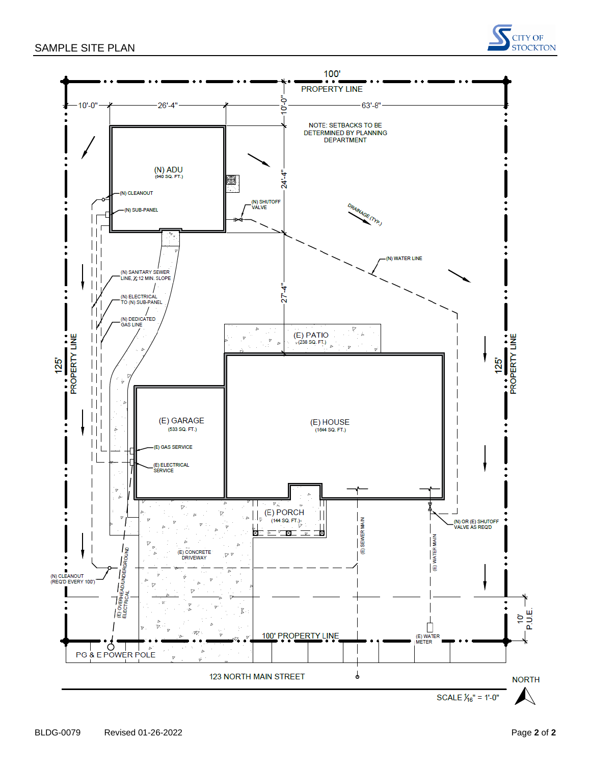# SAMPLE SITE PLAN

CITY OF STOCKTON

100'

PROPERTY LINE

10'-0"

26'-4"

10'-0"

63'-8"

NOTE: SETBACKS TO BE DETERMINED BY PLANNING DEPARTMENT

(N) ADU
(640 SQ. FT.)

24'-4"

(N) CLEANOUT

(N) SUB-PANEL

(N) SHUTOFF VALVE

DRAINAGE (TYP.)

(N) WATER LINE

(N) SANITARY SEWER LINE, ¼:12 MIN. SLOPE

(N) ELECTRICAL TO (N) SUB-PANEL

(N) DEDICATED GAS LINE

27'-4"

(E) PATIO
(238 SQ. FT.)

125'
PROPERTY LINE

125'
PROPERTY LINE

(E) GARAGE
(533 SQ. FT.)

(E) HOUSE
(1644 SQ. FT.)

(E) GAS SERVICE

(E) ELECTRICAL SERVICE

(E) PORCH
(144 SQ. FT.)

(N) OR (E) SHUTOFF VALVE AS REQ'D

(E) SEWER MAIN

(E) WATER MAIN

(E) CONCRETE DRIVEWAY

(N) CLEANOUT (REQ'D EVERY 100')

(E) OVERHEAD/UNDERGROUND ELECTRICAL

10' P.U.E.

100' PROPERTY LINE

(E) WATER METER

PG & E POWER POLE

123 NORTH MAIN STREET

NORTH

SCALE $\frac{1}{16}$" = 1'-0"

BLDG-0079 Revised 01-26-2022